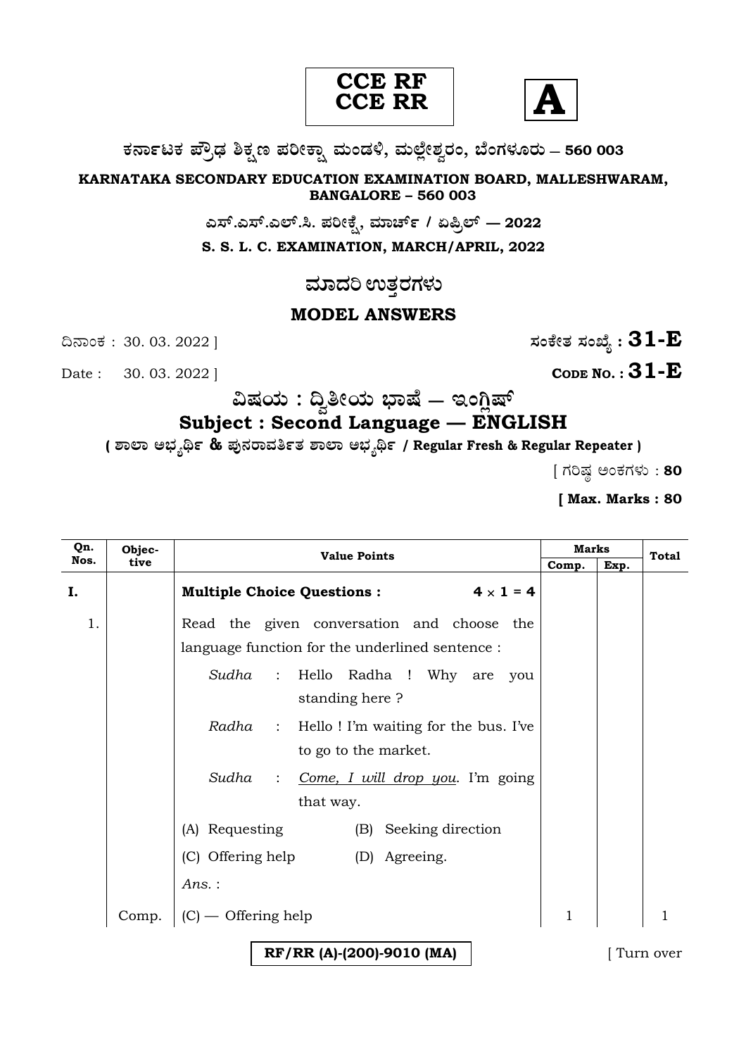**CCE RF**
**CCE RR**

**A**

**ಕರ್ನಾಟಕ ಪ್ರೌಢ ಶಿಕ್ಷಣ ಪರೀಕ್ಷಾ ಮಂಡಳಿ, ಮಲ್ಲೇಶ್ವರಂ, ಬೆಂಗಳೂರು – 560 003**

**KARNATAKA SECONDARY EDUCATION EXAMINATION BOARD, MALLESHWARAM, BANGALORE – 560 003**

**ಎಸ್.ಎಸ್.ಎಲ್.ಸಿ. ಪರೀಕ್ಷೆ, ಮಾರ್ಚ್ / ಏಪ್ರಿಲ್ — 2022**

**S. S. L. C. EXAMINATION, MARCH/APRIL, 2022**

# ಮಾದರಿ ಉತ್ತರಗಳು

# MODEL ANSWERS

ದಿನಾಂಕ : 30. 03. 2022 ] **ಸಂಕೇತ ಸಂಖ್ಯೆ : 31-E**

Date : 30. 03. 2022 ] **CODE NO. : 31-E**

## ವಿಷಯ : ದ್ವಿತೀಯ ಭಾಷೆ — ಇಂಗ್ಲಿಷ್

## Subject : Second Language — ENGLISH

**( ಶಾಲಾ ಅಭ್ಯರ್ಥಿ & ಪುನರಾವರ್ತಿತ ಶಾಲಾ ಅಭ್ಯರ್ಥಿ / Regular Fresh & Regular Repeater )**

[ ಗರಿಷ್ಠ ಅಂಕಗಳು : **80**

**[ Max. Marks : 80**

| Qn. Nos. | Objective | Value Points | Marks Comp. | Marks Exp. | Total |
|---|---|---|---|---|---|
| **I.** | | **Multiple Choice Questions : $4 \times 1 = 4$** | | | |
| 1. | | Read the given conversation and choose the language function for the underlined sentence :<br>*Sudha* : Hello Radha ! Why are you standing here ?<br>*Radha* : Hello ! I'm waiting for the bus. I've to go to the market.<br>*Sudha* : *Come, I will drop you*. I'm going that way.<br>(A) Requesting (B) Seeking direction<br>(C) Offering help (D) Agreeing.<br>*Ans.* : | | | |
| | Comp. | (C) — Offering help | 1 | | 1 |

**RF/RR (A)-(200)-9010 (MA)**

[ Turn over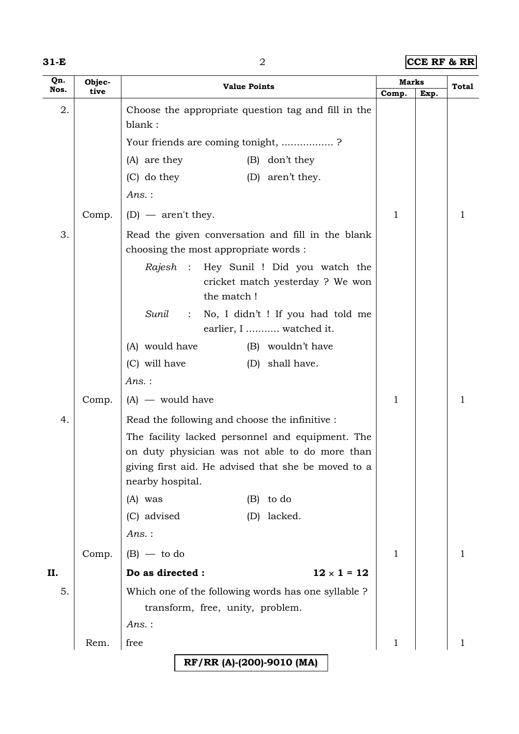| Qn. Nos. | Objective | Value Points | Marks | | Total |
|---|---|---|---|---|---|
| | | | Comp. | Exp. | |
| 2. | | Choose the appropriate question tag and fill in the blank :<br>Your friends are coming tonight, ................ ?<br>(A) are they (B) don't they<br>(C) do they (D) aren't they.<br>*Ans.* : | | | |
| | Comp. | (D) — aren't they. | 1 | | 1 |
| 3. | | Read the given conversation and fill in the blank choosing the most appropriate words :<br>*Rajesh* : Hey Sunil ! Did you watch the cricket match yesterday ? We won the match !<br>*Sunil* : No, I didn't ! If you had told me earlier, I ........... watched it.<br>(A) would have (B) wouldn't have<br>(C) will have (D) shall have.<br>*Ans.* : | | | |
| | Comp. | (A) — would have | 1 | | 1 |
| 4. | | Read the following and choose the infinitive :<br>The facility lacked personnel and equipment. The on duty physician was not able to do more than giving first aid. He advised that she be moved to a nearby hospital.<br>(A) was (B) to do<br>(C) advised (D) lacked.<br>*Ans.* : | | | |
| | Comp. | (B) — to do | 1 | | 1 |
| **II.** | | **Do as directed :** **12 × 1 = 12** | | | |
| 5. | | Which one of the following words has one syllable ?<br>transform, free, unity, problem.<br>*Ans.* : | | | |
| | Rem. | free | 1 | | 1 |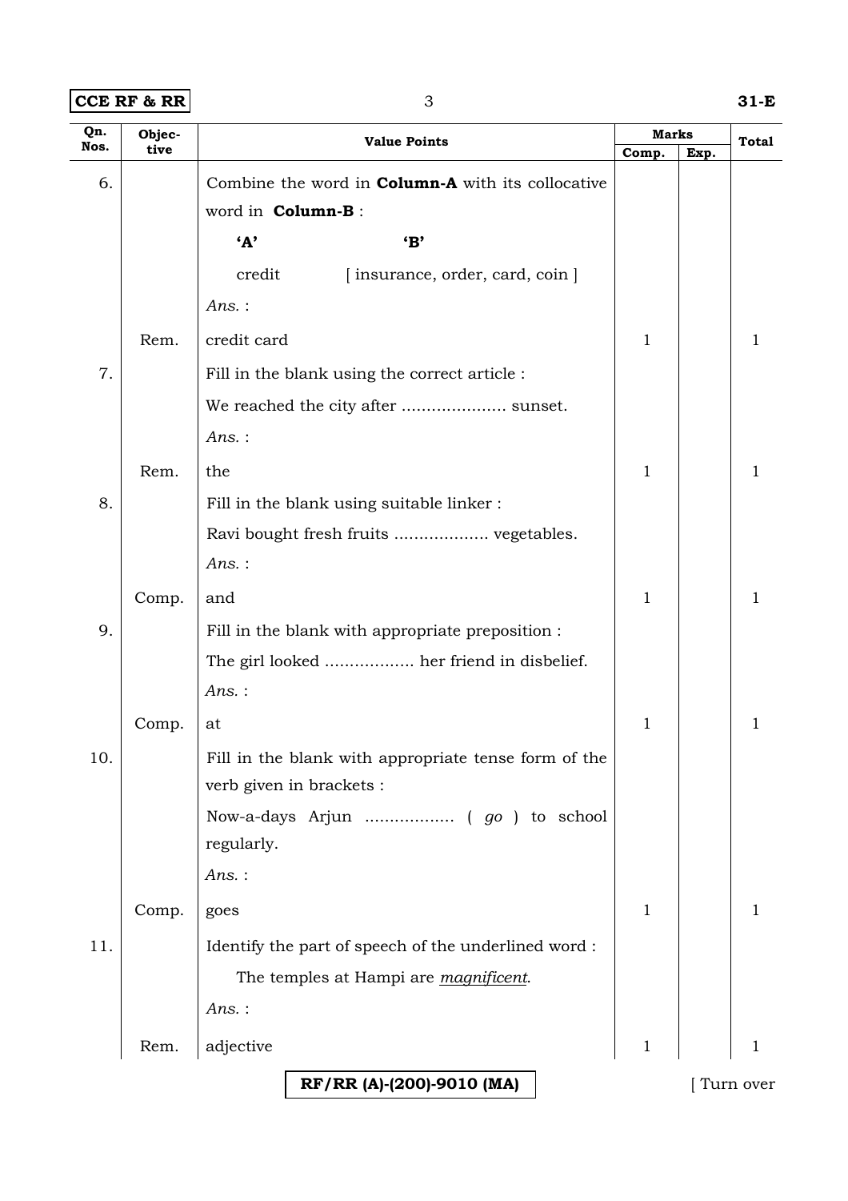| Qn. Nos. | Objective | Value Points | Marks | | Total |
|---|---|---|---|---|---|
| | | | Comp. | Exp. | |
| 6. | | Combine the word in **Column-A** with its collocative word in **Column-B** : | | | |
| | | **'A'** &nbsp;&nbsp;&nbsp;&nbsp; **'B'** | | | |
| | | credit &nbsp;&nbsp;&nbsp;&nbsp; [ insurance, order, card, coin ] | | | |
| | | *Ans.* : | | | |
| | Rem. | credit card | 1 | | 1 |
| 7. | | Fill in the blank using the correct article : | | | |
| | | We reached the city after ..................... sunset. | | | |
| | | *Ans.* : | | | |
| | Rem. | the | 1 | | 1 |
| 8. | | Fill in the blank using suitable linker : | | | |
| | | Ravi bought fresh fruits ................... vegetables. | | | |
| | | *Ans.* : | | | |
| | Comp. | and | 1 | | 1 |
| 9. | | Fill in the blank with appropriate preposition : | | | |
| | | The girl looked .................. her friend in disbelief. | | | |
| | | *Ans.* : | | | |
| | Comp. | at | 1 | | 1 |
| 10. | | Fill in the blank with appropriate tense form of the verb given in brackets : | | | |
| | | Now-a-days Arjun .................. ( *go* ) to school regularly. | | | |
| | | *Ans.* : | | | |
| | Comp. | goes | 1 | | 1 |
| 11. | | Identify the part of speech of the underlined word : | | | |
| | | The temples at Hampi are *magnificent*. | | | |
| | | *Ans.* : | | | |
| | Rem. | adjective | 1 | | 1 |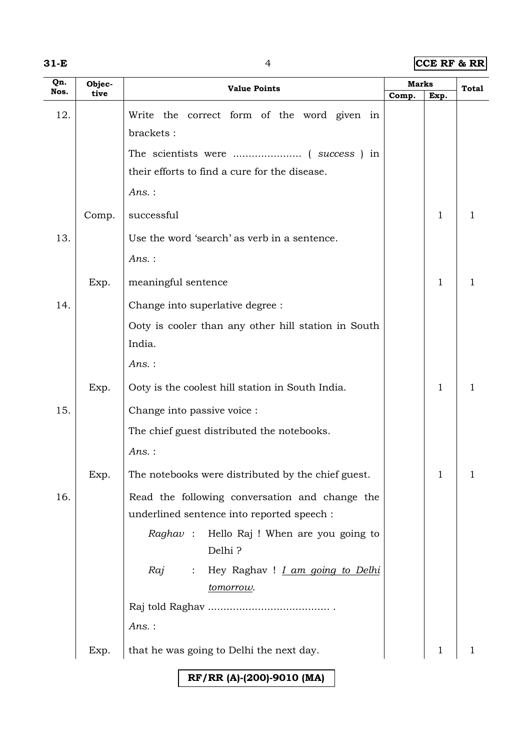| Qn. Nos. | Objective | Value Points | Marks | | Total |
|---|---|---|---|---|---|
| | | | Comp. | Exp. | |
| 12. | | Write the correct form of the word given in brackets : | | | |
| | | The scientists were ...................... ( *success* ) in their efforts to find a cure for the disease. | | | |
| | | *Ans.* : | | | |
| | Comp. | successful | | 1 | 1 |
| 13. | | Use the word 'search' as verb in a sentence. | | | |
| | | *Ans.* : | | | |
| | Exp. | meaningful sentence | | 1 | 1 |
| 14. | | Change into superlative degree : | | | |
| | | Ooty is cooler than any other hill station in South India. | | | |
| | | *Ans.* : | | | |
| | Exp. | Ooty is the coolest hill station in South India. | | 1 | 1 |
| 15. | | Change into passive voice : | | | |
| | | The chief guest distributed the notebooks. | | | |
| | | *Ans.* : | | | |
| | Exp. | The notebooks were distributed by the chief guest. | | 1 | 1 |
| 16. | | Read the following conversation and change the underlined sentence into reported speech : | | | |
| | | *Raghav* : Hello Raj ! When are you going to Delhi ? | | | |
| | | *Raj* : Hey Raghav ! *I am going to Delhi tomorrow*. | | | |
| | | Raj told Raghav ....................................... . | | | |
| | | *Ans.* : | | | |
| | Exp. | that he was going to Delhi the next day. | | 1 | 1 |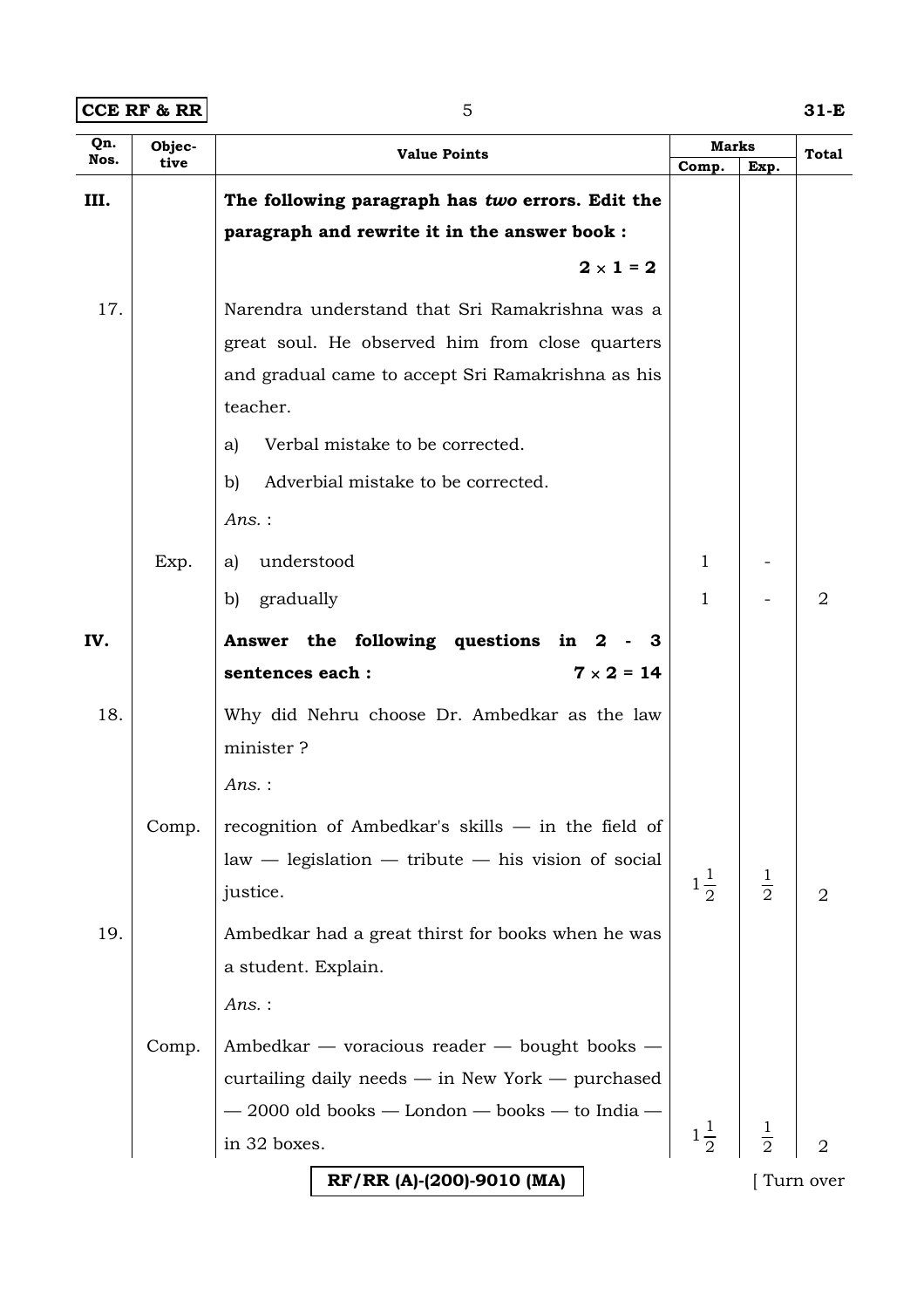| Qn. Nos. | Objective | Value Points | Marks | | Total |
|---|---|---|---|---|---|
| | | | Comp. | Exp. | |
| III. | | **The following paragraph has *two* errors. Edit the paragraph and rewrite it in the answer book :** $2 \times 1 = 2$ | | | |
| 17. | | Narendra understand that Sri Ramakrishna was a great soul. He observed him from close quarters and gradual came to accept Sri Ramakrishna as his teacher. | | | |
| | | a) Verbal mistake to be corrected. | | | |
| | | b) Adverbial mistake to be corrected. | | | |
| | | *Ans.* : | | | |
| | Exp. | a) understood | 1 | - | |
| | | b) gradually | 1 | - | 2 |
| IV. | | **Answer the following questions in 2 - 3 sentences each :** $7 \times 2 = 14$ | | | |
| 18. | | Why did Nehru choose Dr. Ambedkar as the law minister ? | | | |
| | | *Ans.* : | | | |
| | Comp. | recognition of Ambedkar's skills — in the field of law — legislation — tribute — his vision of social justice. | $1\frac{1}{2}$ | $\frac{1}{2}$ | 2 |
| 19. | | Ambedkar had a great thirst for books when he was a student. Explain. | | | |
| | | *Ans.* : | | | |
| | Comp. | Ambedkar — voracious reader — bought books — curtailing daily needs — in New York — purchased — 2000 old books — London — books — to India — in 32 boxes. | $1\frac{1}{2}$ | $\frac{1}{2}$ | 2 |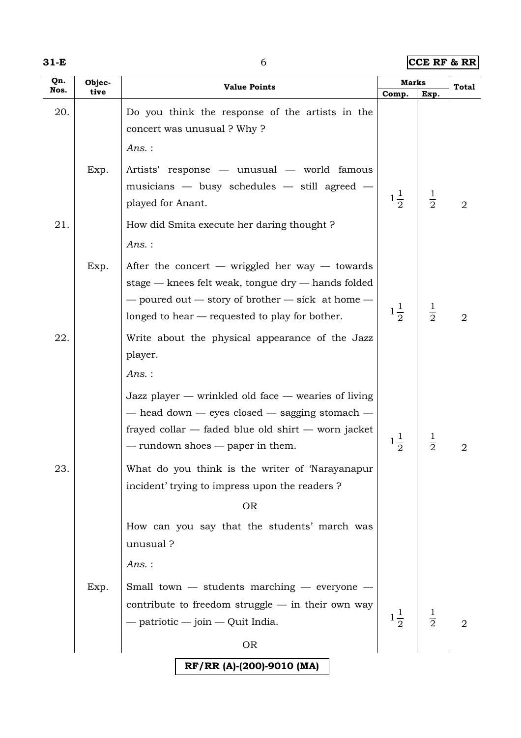| Qn. Nos. | Objective | Value Points | Marks | | Total |
|---|---|---|---|---|---|
| | | | Comp. | Exp. | |
| 20. | | Do you think the response of the artists in the concert was unusual ? Why ? | | | |
| | | *Ans.* : | | | |
| | Exp. | Artists' response — unusual — world famous musicians — busy schedules — still agreed — played for Anant. | $1\frac{1}{2}$ | $\frac{1}{2}$ | 2 |
| 21. | | How did Smita execute her daring thought ? | | | |
| | | *Ans.* : | | | |
| | Exp. | After the concert — wriggled her way — towards stage — knees felt weak, tongue dry — hands folded — poured out — story of brother — sick at home — longed to hear — requested to play for bother. | $1\frac{1}{2}$ | $\frac{1}{2}$ | 2 |
| 22. | | Write about the physical appearance of the Jazz player. | | | |
| | | *Ans.* : | | | |
| | | Jazz player — wrinkled old face — wearies of living — head down — eyes closed — sagging stomach — frayed collar — faded blue old shirt — worn jacket — rundown shoes — paper in them. | $1\frac{1}{2}$ | $\frac{1}{2}$ | 2 |
| 23. | | What do you think is the writer of 'Narayanapur incident' trying to impress upon the readers ? | | | |
| | | OR | | | |
| | | How can you say that the students' march was unusual ? | | | |
| | | *Ans.* : | | | |
| | Exp. | Small town — students marching — everyone — contribute to freedom struggle — in their own way — patriotic — join — Quit India. | $1\frac{1}{2}$ | $\frac{1}{2}$ | 2 |
| | | OR | | | |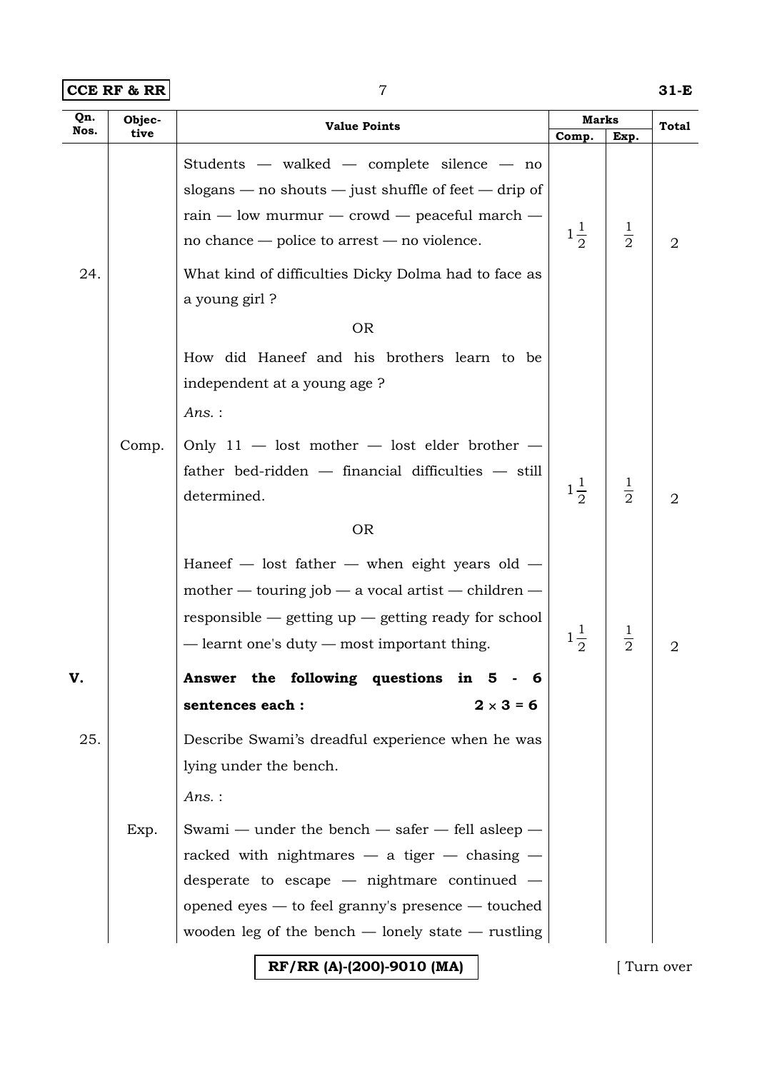| Qn. Nos. | Objective | Value Points | Marks Comp. | Marks Exp. | Total |
|---|---|---|---|---|---|
| | | Students — walked — complete silence — no slogans — no shouts — just shuffle of feet — drip of rain — low murmur — crowd — peaceful march — no chance — police to arrest — no violence. | $1\frac{1}{2}$ | $\frac{1}{2}$ | 2 |
| 24. | | What kind of difficulties Dicky Dolma had to face as a young girl ? | | | |
| | | OR | | | |
| | | How did Haneef and his brothers learn to be independent at a young age ? | | | |
| | | *Ans.* : | | | |
| | Comp. | Only 11 — lost mother — lost elder brother — father bed-ridden — financial difficulties — still determined. | $1\frac{1}{2}$ | $\frac{1}{2}$ | 2 |
| | | OR | | | |
| | | Haneef — lost father — when eight years old — mother — touring job — a vocal artist — children — responsible — getting up — getting ready for school — learnt one's duty — most important thing. | $1\frac{1}{2}$ | $\frac{1}{2}$ | 2 |
| **V.** | | **Answer the following questions in 5 - 6 sentences each : $2 \times 3 = 6$** | | | |
| 25. | | Describe Swami's dreadful experience when he was lying under the bench. | | | |
| | | *Ans.* : | | | |
| | Exp. | Swami — under the bench — safer — fell asleep — racked with nightmares — a tiger — chasing — desperate to escape — nightmare continued — opened eyes — to feel granny's presence — touched wooden leg of the bench — lonely state — rustling | | | |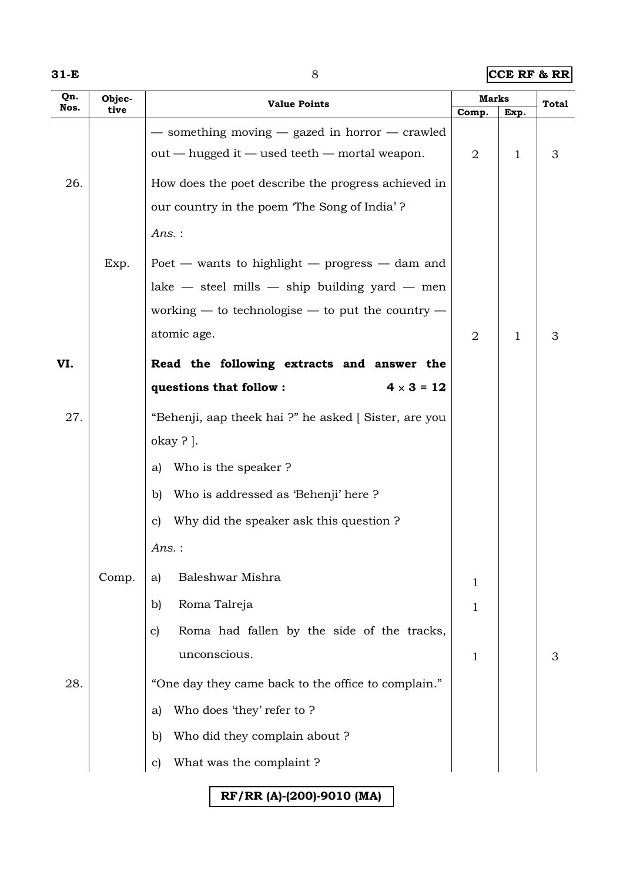| Qn. Nos. | Objective | Value Points | Marks | | Total |
|---|---|---|---|---|---|
| | | | Comp. | Exp. | |
| | | — something moving — gazed in horror — crawled out — hugged it — used teeth — mortal weapon. | 2 | 1 | 3 |
| 26. | | How does the poet describe the progress achieved in our country in the poem 'The Song of India' ? | | | |
| | | *Ans.* : | | | |
| | Exp. | Poet — wants to highlight — progress — dam and lake — steel mills — ship building yard — men working — to technologise — to put the country — atomic age. | 2 | 1 | 3 |
| **VI.** | | **Read the following extracts and answer the questions that follow : $4 \times 3 = 12$** | | | |
| 27. | | "Behenji, aap theek hai ?" he asked [ Sister, are you okay ? ]. | | | |
| | | a) Who is the speaker ? | | | |
| | | b) Who is addressed as 'Behenji' here ? | | | |
| | | c) Why did the speaker ask this question ? | | | |
| | | *Ans.* : | | | |
| | Comp. | a) Baleshwar Mishra | 1 | | |
| | | b) Roma Talreja | 1 | | |
| | | c) Roma had fallen by the side of the tracks, unconscious. | 1 | | 3 |
| 28. | | "One day they came back to the office to complain." | | | |
| | | a) Who does 'they' refer to ? | | | |
| | | b) Who did they complain about ? | | | |
| | | c) What was the complaint ? | | | |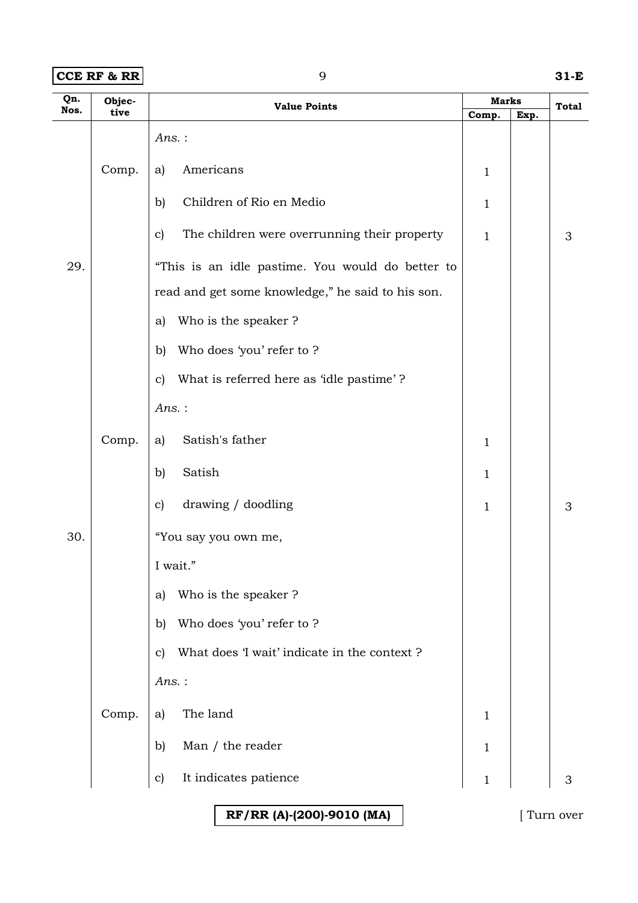| Qn. Nos. | Objec-tive | Value Points | Marks Comp. | Marks Exp. | Total |
|---|---|---|---|---|---|
| | | *Ans.* : | | | |
| | Comp. | a) Americans | 1 | | |
| | | b) Children of Rio en Medio | 1 | | |
| | | c) The children were overrunning their property | 1 | | 3 |
| 29. | | "This is an idle pastime. You would do better to read and get some knowledge," he said to his son. | | | |
| | | a) Who is the speaker ? | | | |
| | | b) Who does 'you' refer to ? | | | |
| | | c) What is referred here as 'idle pastime' ? | | | |
| | | *Ans.* : | | | |
| | Comp. | a) Satish's father | 1 | | |
| | | b) Satish | 1 | | |
| | | c) drawing / doodling | 1 | | 3 |
| 30. | | "You say you own me, I wait." | | | |
| | | a) Who is the speaker ? | | | |
| | | b) Who does 'you' refer to ? | | | |
| | | c) What does 'I wait' indicate in the context ? | | | |
| | | *Ans.* : | | | |
| | Comp. | a) The land | 1 | | |
| | | b) Man / the reader | 1 | | |
| | | c) It indicates patience | 1 | | 3 |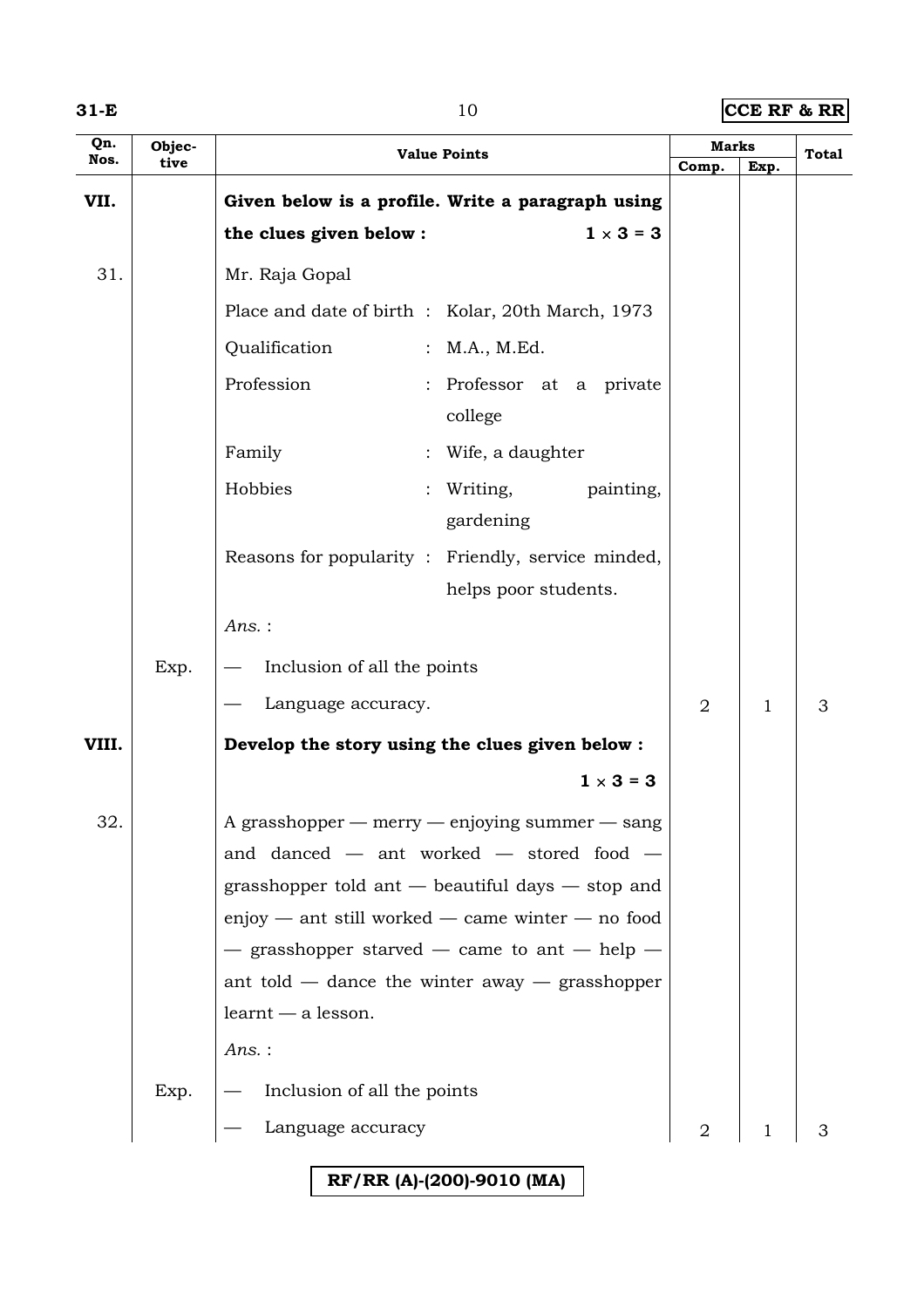| Qn. Nos. | Objective | Value Points | Marks | | Total |
|---|---|---|---|---|---|
| | | | Comp. | Exp. | |
| **VII.** | | **Given below is a profile. Write a paragraph using the clues given below : $1 \times 3 = 3$** | | | |
| 31. | | Mr. Raja Gopal | | | |
| | | Place and date of birth : Kolar, 20th March, 1973 | | | |
| | | Qualification : M.A., M.Ed. | | | |
| | | Profession : Professor at a private college | | | |
| | | Family : Wife, a daughter | | | |
| | | Hobbies : Writing, painting, gardening | | | |
| | | Reasons for popularity : Friendly, service minded, helps poor students. | | | |
| | | *Ans.* : | | | |
| | Exp. | — Inclusion of all the points | | | |
| | | — Language accuracy. | 2 | 1 | 3 |
| **VIII.** | | **Develop the story using the clues given below : $1 \times 3 = 3$** | | | |
| 32. | | A grasshopper — merry — enjoying summer — sang and danced — ant worked — stored food — grasshopper told ant — beautiful days — stop and enjoy — ant still worked — came winter — no food — grasshopper starved — came to ant — help — ant told — dance the winter away — grasshopper learnt — a lesson. | | | |
| | | *Ans.* : | | | |
| | Exp. | — Inclusion of all the points | | | |
| | | — Language accuracy | 2 | 1 | 3 |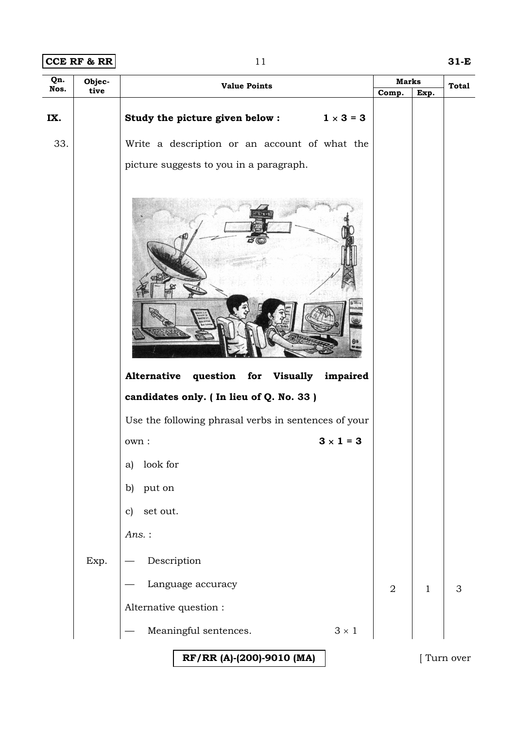| Qn. Nos. | Objective | Value Points | Marks | | Total |
|---|---|---|---|---|---|
| | | | Comp. | Exp. | |
| IX. | | **Study the picture given below : $1 \times 3 = 3$** | | | |
| 33. | | Write a description or an account of what the picture suggests to you in a paragraph. | | | |
| | | **Alternative question for Visually impaired candidates only. ( In lieu of Q. No. 33 )** | | | |
| | | Use the following phrasal verbs in sentences of your own : **$3 \times 1 = 3$** | | | |
| | | a) look for | | | |
| | | b) put on | | | |
| | | c) set out. | | | |
| | | *Ans.* : | | | |
| | Exp. | — Description | | | |
| | | — Language accuracy | 2 | 1 | 3 |
| | | Alternative question : | | | |
| | | — Meaningful sentences. $3 \times 1$ | | | |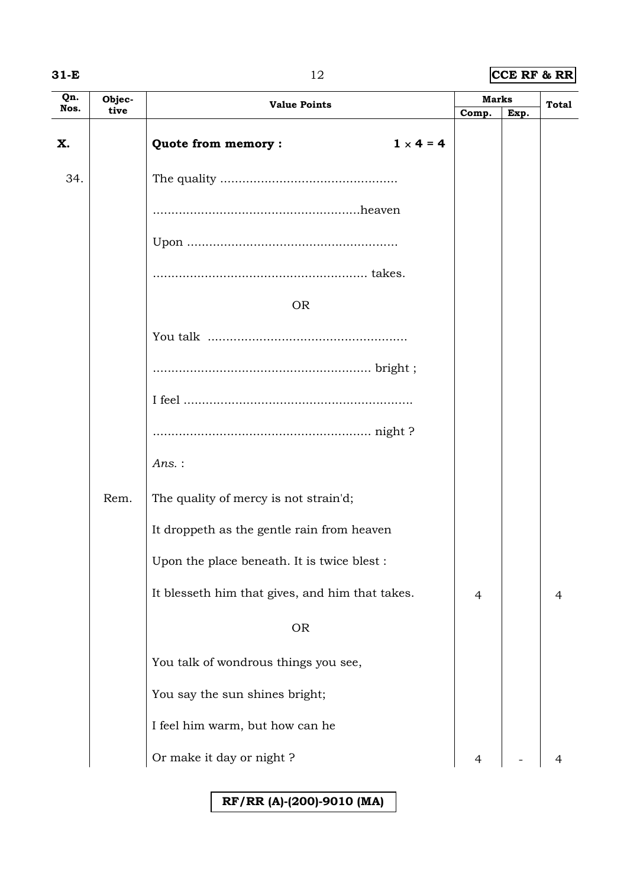| Qn. Nos. | Objective | Value Points | Marks | | Total |
|---|---|---|---|---|---|
| | | | Comp. | Exp. | |
| **X.** | | **Quote from memory :** $1 \times 4 = 4$ | | | |
| 34. | | The quality ................................................ | | | |
| | | ........................................................heaven | | | |
| | | Upon ......................................................... | | | |
| | | .......................................................... takes. | | | |
| | | OR | | | |
| | | You talk ...................................................... | | | |
| | | ........................................................... bright ; | | | |
| | | I feel ............................................................. | | | |
| | | ........................................................... night ? | | | |
| | | *Ans.* : | | | |
| | Rem. | The quality of mercy is not strain'd; | | | |
| | | It droppeth as the gentle rain from heaven | | | |
| | | Upon the place beneath. It is twice blest : | | | |
| | | It blesseth him that gives, and him that takes. | 4 | | 4 |
| | | OR | | | |
| | | You talk of wondrous things you see, | | | |
| | | You say the sun shines bright; | | | |
| | | I feel him warm, but how can he | | | |
| | | Or make it day or night ? | 4 | - | 4 |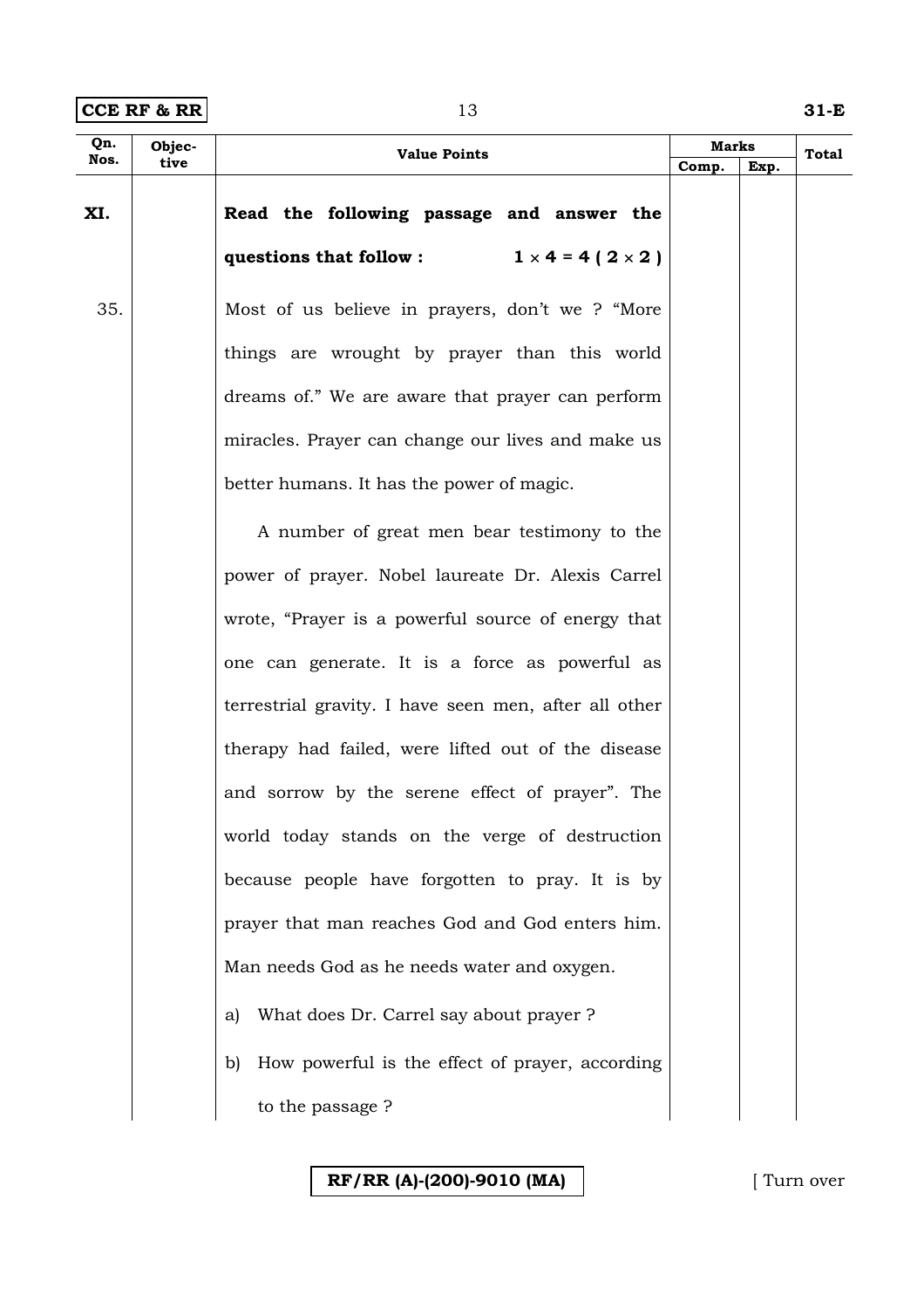| Qn. Nos. | Objec-tive | Value Points | Marks | | Total |
|---|---|---|---|---|---|
| | | | Comp. | Exp. | |
| XI. | | **Read the following passage and answer the questions that follow : $1 \times 4 = 4$ ( $2 \times 2$ )** | | | |
| 35. | | Most of us believe in prayers, don't we ? "More things are wrought by prayer than this world dreams of." We are aware that prayer can perform miracles. Prayer can change our lives and make us better humans. It has the power of magic. | | | |
| | | A number of great men bear testimony to the power of prayer. Nobel laureate Dr. Alexis Carrel wrote, "Prayer is a powerful source of energy that one can generate. It is a force as powerful as terrestrial gravity. I have seen men, after all other therapy had failed, were lifted out of the disease and sorrow by the serene effect of prayer". The world today stands on the verge of destruction because people have forgotten to pray. It is by prayer that man reaches God and God enters him. Man needs God as he needs water and oxygen. | | | |
| | | a) What does Dr. Carrel say about prayer ? | | | |
| | | b) How powerful is the effect of prayer, according to the passage ? | | | |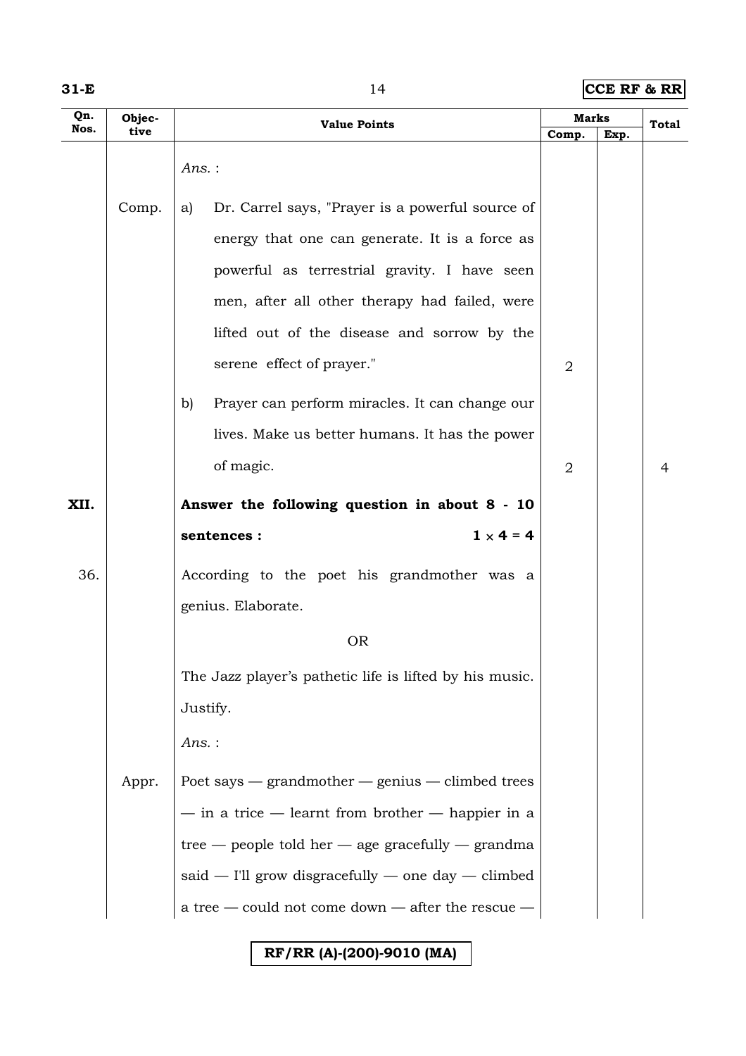| Qn. Nos. | Objec-tive | Value Points | Marks Comp. | Marks Exp. | Total |
|---|---|---|---|---|---|
| | | *Ans.* : | | | |
| | Comp. | a) Dr. Carrel says, "Prayer is a powerful source of energy that one can generate. It is a force as powerful as terrestrial gravity. I have seen men, after all other therapy had failed, were lifted out of the disease and sorrow by the serene effect of prayer." | 2 | | |
| | | b) Prayer can perform miracles. It can change our lives. Make us better humans. It has the power of magic. | 2 | | 4 |
| **XII.** | | **Answer the following question in about 8 - 10 sentences : $1 \times 4 = 4$** | | | |
| 36. | | According to the poet his grandmother was a genius. Elaborate. | | | |
| | | OR | | | |
| | | The Jazz player's pathetic life is lifted by his music. Justify. | | | |
| | | *Ans.* : | | | |
| | Appr. | Poet says — grandmother — genius — climbed trees — in a trice — learnt from brother — happier in a tree — people told her — age gracefully — grandma said — I'll grow disgracefully — one day — climbed a tree — could not come down — after the rescue — | | | |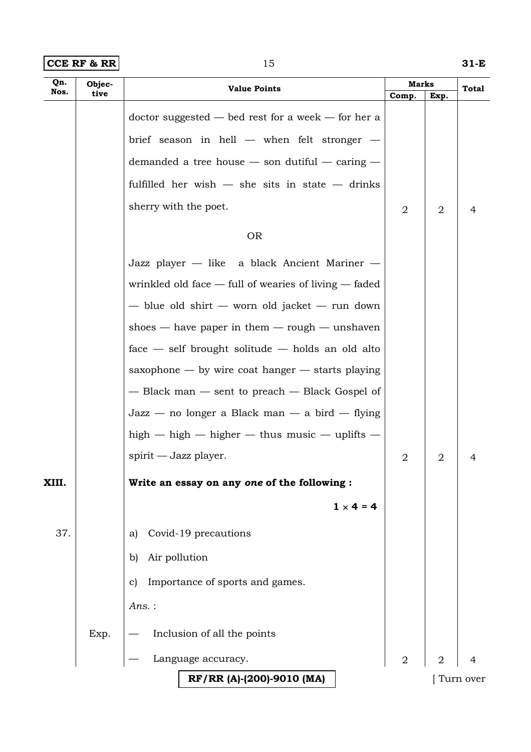| Qn. Nos. | Objective | Value Points | Marks Comp. | Marks Exp. | Total |
|---|---|---|---|---|---|
| | | doctor suggested — bed rest for a week — for her a brief season in hell — when felt stronger — demanded a tree house — son dutiful — caring — fulfilled her wish — she sits in state — drinks sherry with the poet. | 2 | 2 | 4 |
| | | OR | | | |
| | | Jazz player — like a black Ancient Mariner — wrinkled old face — full of wearies of living — faded — blue old shirt — worn old jacket — run down shoes — have paper in them — rough — unshaven face — self brought solitude — holds an old alto saxophone — by wire coat hanger — starts playing — Black man — sent to preach — Black Gospel of Jazz — no longer a Black man — a bird — flying high — high — higher — thus music — uplifts — spirit — Jazz player. | 2 | 2 | 4 |
| **XIII.** | | **Write an essay on any *one* of the following :** $1 \times 4 = 4$ | | | |
| 37. | | a) Covid-19 precautions<br>b) Air pollution<br>c) Importance of sports and games.<br>*Ans.* : | | | |
| | Exp. | — Inclusion of all the points<br>— Language accuracy. | 2 | 2 | 4 |

RF/RR (A)-(200)-9010 (MA)

[ Turn over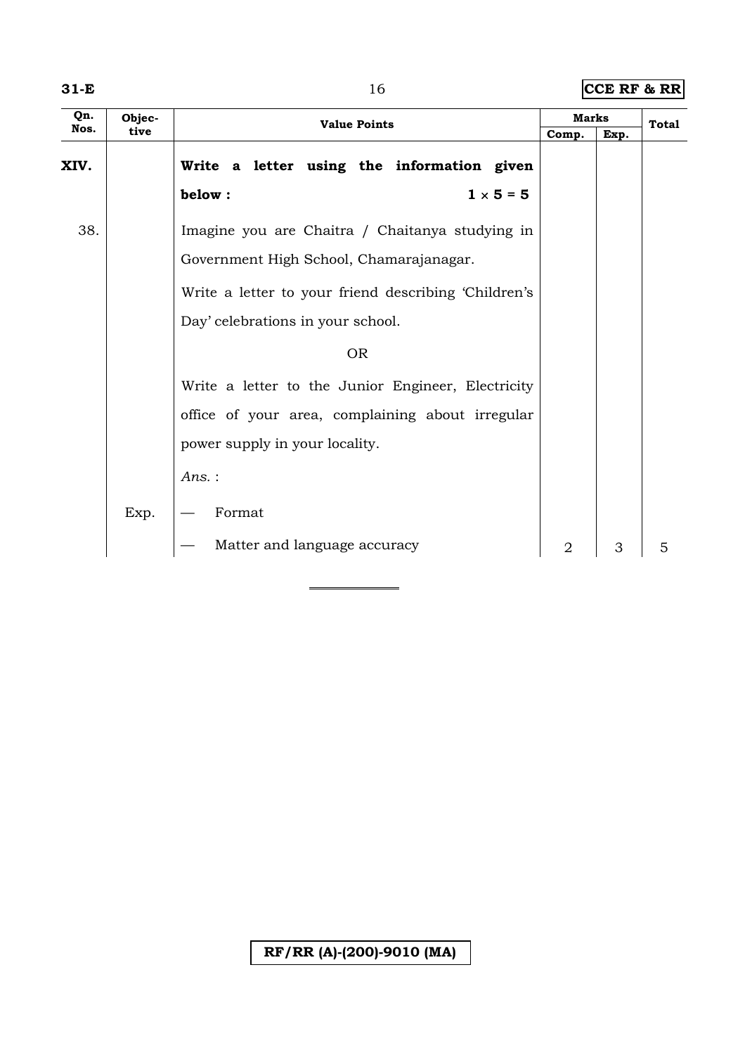| Qn. Nos. | Objective | Value Points | Marks | | Total |
|---|---|---|---|---|---|
| | | | Comp. | Exp. | |
| **XIV.** | | **Write a letter using the information given below :** $1 \times 5 = 5$ | | | |
| 38. | | Imagine you are Chaitra / Chaitanya studying in Government High School, Chamarajanagar. | | | |
| | | Write a letter to your friend describing 'Children's Day' celebrations in your school. | | | |
| | | OR | | | |
| | | Write a letter to the Junior Engineer, Electricity office of your area, complaining about irregular power supply in your locality. | | | |
| | | *Ans.* : | | | |
| | Exp. | — Format | | | |
| | | — Matter and language accuracy | 2 | 3 | 5 |

RF/RR (A)-(200)-9010 (MA)